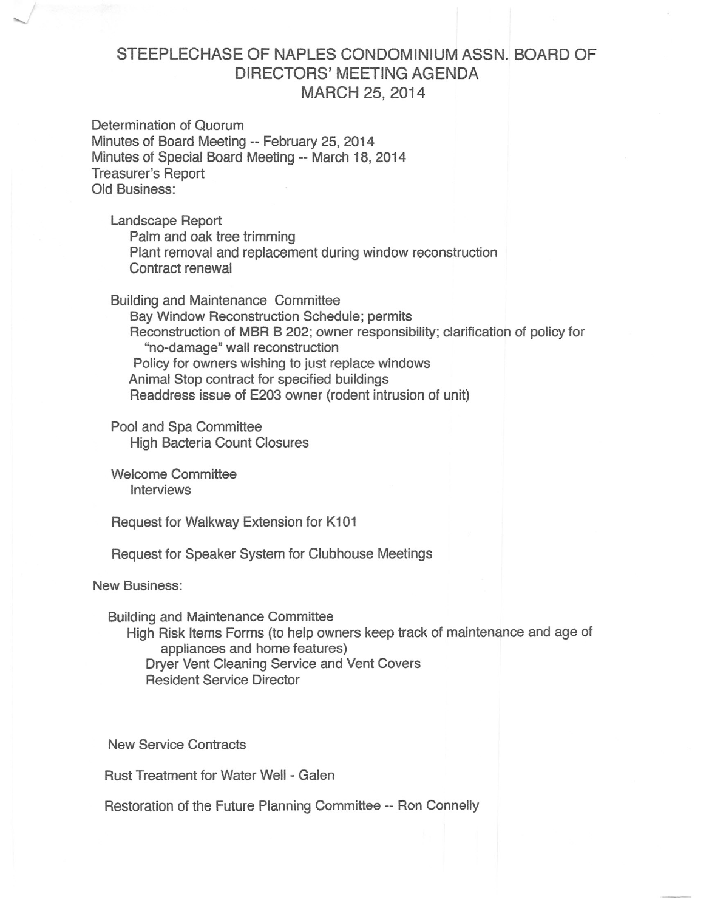# STEEPLECHASE OF NAPLES CONDOMINIUM ASSN. BOARD OF DIRECTORS' MEETING AGENDA
## MARCH 25, 2014

Determination of Quorum
Minutes of Board Meeting -- February 25, 2014
Minutes of Special Board Meeting -- March 18, 2014
Treasurer's Report
Old Business:

- Landscape Report
  - Palm and oak tree trimming
  - Plant removal and replacement during window reconstruction
  - Contract renewal

- Building and Maintenance Committee
  - Bay Window Reconstruction Schedule; permits
  - Reconstruction of MBR B 202; owner responsibility; clarification of policy for "no-damage" wall reconstruction
  - Policy for owners wishing to just replace windows
  - Animal Stop contract for specified buildings
  - Readdress issue of E203 owner (rodent intrusion of unit)

- Pool and Spa Committee
  - High Bacteria Count Closures

- Welcome Committee
  - Interviews

- Request for Walkway Extension for K101

- Request for Speaker System for Clubhouse Meetings

New Business:

- Building and Maintenance Committee
  - High Risk Items Forms (to help owners keep track of maintenance and age of appliances and home features)
    - Dryer Vent Cleaning Service and Vent Covers
    - Resident Service Director

- New Service Contracts

- Rust Treatment for Water Well - Galen

- Restoration of the Future Planning Committee -- Ron Connelly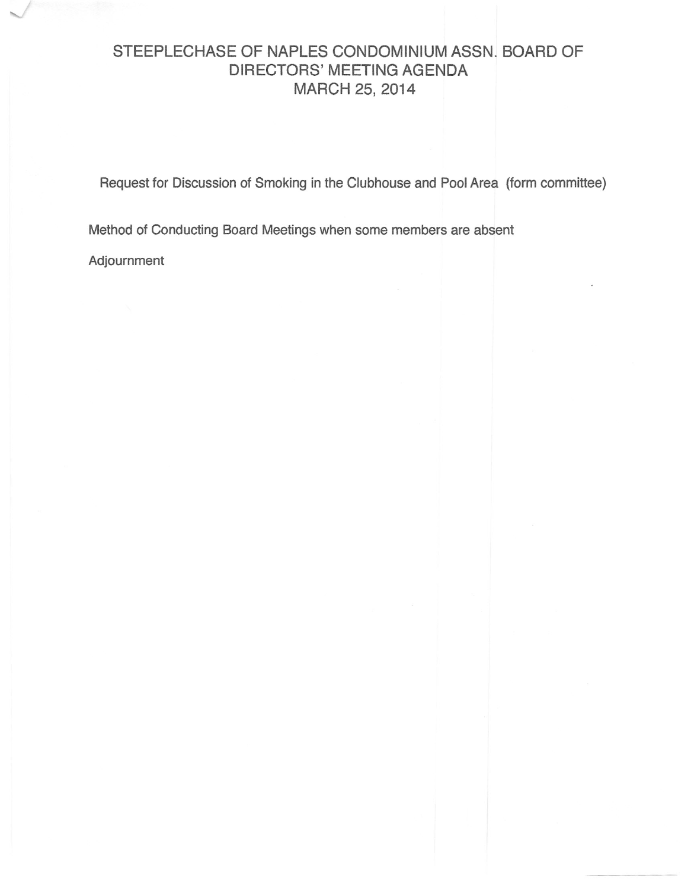# STEEPLECHASE OF NAPLES CONDOMINIUM ASSN. BOARD OF DIRECTORS' MEETING AGENDA
# MARCH 25, 2014

Request for Discussion of Smoking in the Clubhouse and Pool Area (form committee)

Method of Conducting Board Meetings when some members are absent

Adjournment